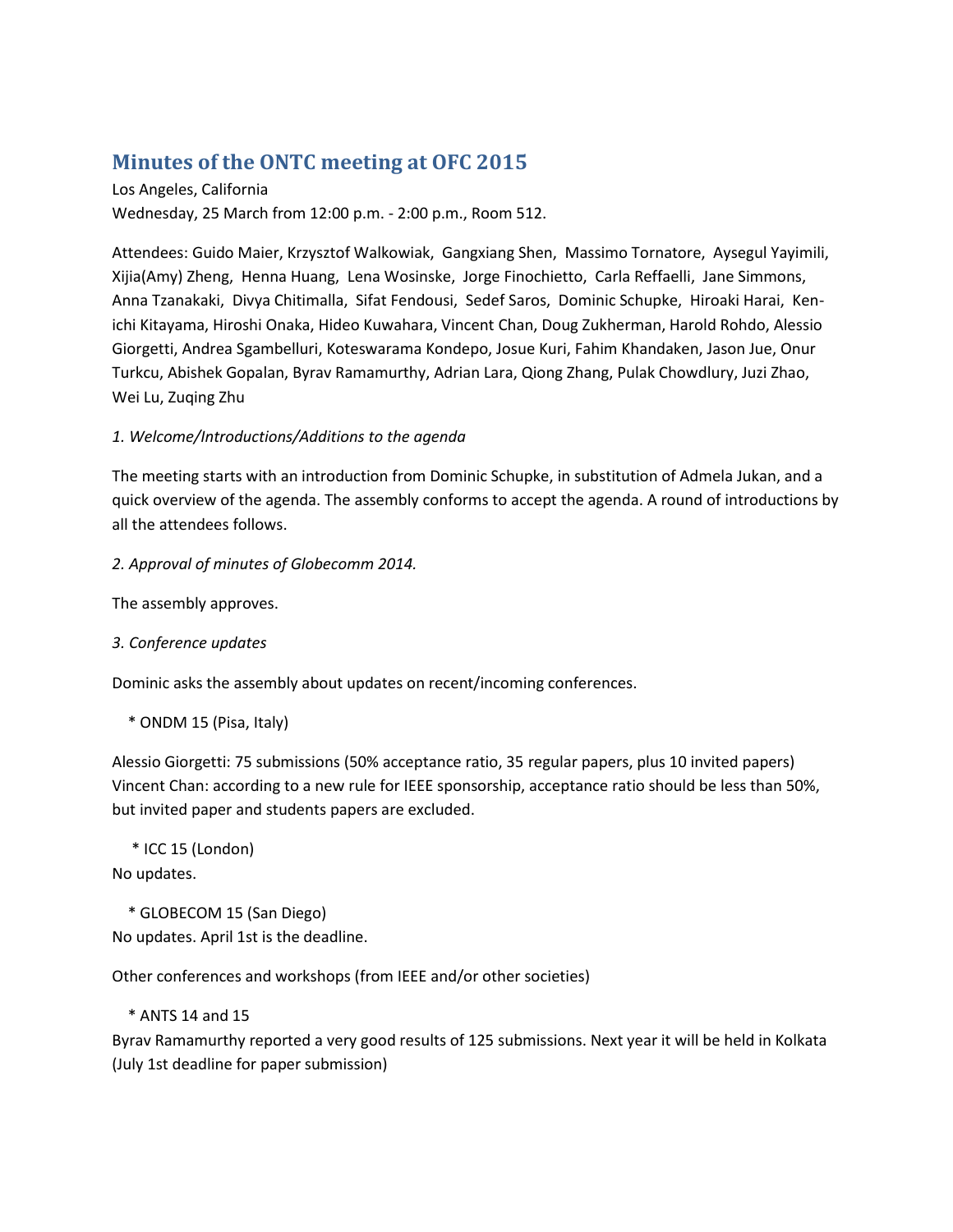# Minutes of the ONTC meeting at OFC 2015

Los Angeles, California
Wednesday, 25 March from 12:00 p.m. - 2:00 p.m., Room 512.

Attendees: Guido Maier, Krzysztof Walkowiak, Gangxiang Shen, Massimo Tornatore, Aysegul Yayimili, Xijia(Amy) Zheng, Henna Huang, Lena Wosinske, Jorge Finochietto, Carla Reffaelli, Jane Simmons, Anna Tzanakaki, Divya Chitimalla, Sifat Fendousi, Sedef Saros, Dominic Schupke, Hiroaki Harai, Ken-ichi Kitayama, Hiroshi Onaka, Hideo Kuwahara, Vincent Chan, Doug Zukherman, Harold Rohdo, Alessio Giorgetti, Andrea Sgambelluri, Koteswarama Kondepo, Josue Kuri, Fahim Khandaken, Jason Jue, Onur Turkcu, Abishek Gopalan, Byrav Ramamurthy, Adrian Lara, Qiong Zhang, Pulak Chowdlury, Juzi Zhao, Wei Lu, Zuqing Zhu

*1. Welcome/Introductions/Additions to the agenda*

The meeting starts with an introduction from Dominic Schupke, in substitution of Admela Jukan, and a quick overview of the agenda. The assembly conforms to accept the agenda. A round of introductions by all the attendees follows.

*2. Approval of minutes of Globecomm 2014.*

The assembly approves.

*3. Conference updates*

Dominic asks the assembly about updates on recent/incoming conferences.

* ONDM 15 (Pisa, Italy)

Alessio Giorgetti: 75 submissions (50% acceptance ratio, 35 regular papers, plus 10 invited papers)
Vincent Chan: according to a new rule for IEEE sponsorship, acceptance ratio should be less than 50%, but invited paper and students papers are excluded.

* ICC 15 (London)

No updates.

* GLOBECOM 15 (San Diego)

No updates. April 1st is the deadline.

Other conferences and workshops (from IEEE and/or other societies)

* ANTS 14 and 15

Byrav Ramamurthy reported a very good results of 125 submissions. Next year it will be held in Kolkata (July 1st deadline for paper submission)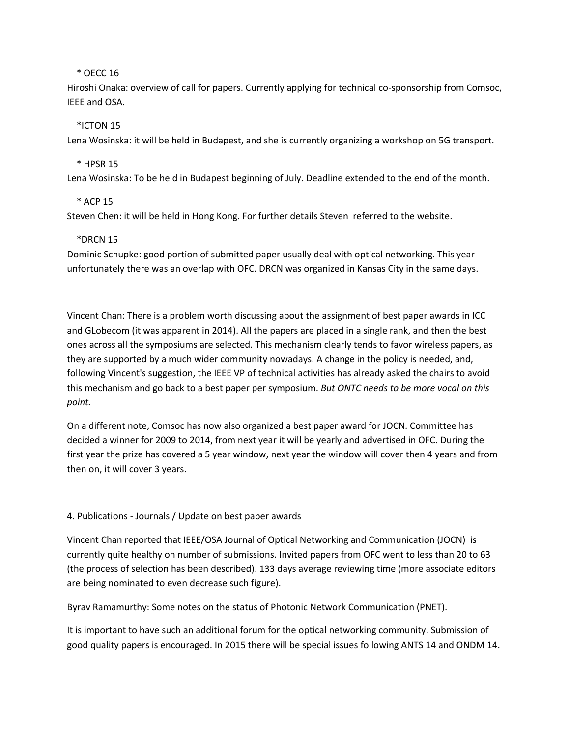* OECC 16

Hiroshi Onaka: overview of call for papers. Currently applying for technical co-sponsorship from Comsoc, IEEE and OSA.

*ICTON 15

Lena Wosinska: it will be held in Budapest, and she is currently organizing a workshop on 5G transport.

* HPSR 15

Lena Wosinska: To be held in Budapest beginning of July. Deadline extended to the end of the month.

* ACP 15

Steven Chen: it will be held in Hong Kong. For further details Steven referred to the website.

*DRCN 15

Dominic Schupke: good portion of submitted paper usually deal with optical networking. This year unfortunately there was an overlap with OFC. DRCN was organized in Kansas City in the same days.

Vincent Chan: There is a problem worth discussing about the assignment of best paper awards in ICC and GLobecom (it was apparent in 2014). All the papers are placed in a single rank, and then the best ones across all the symposiums are selected. This mechanism clearly tends to favor wireless papers, as they are supported by a much wider community nowadays. A change in the policy is needed, and, following Vincent's suggestion, the IEEE VP of technical activities has already asked the chairs to avoid this mechanism and go back to a best paper per symposium. *But ONTC needs to be more vocal on this point.*

On a different note, Comsoc has now also organized a best paper award for JOCN. Committee has decided a winner for 2009 to 2014, from next year it will be yearly and advertised in OFC. During the first year the prize has covered a 5 year window, next year the window will cover then 4 years and from then on, it will cover 3 years.

4. Publications - Journals / Update on best paper awards

Vincent Chan reported that IEEE/OSA Journal of Optical Networking and Communication (JOCN) is currently quite healthy on number of submissions. Invited papers from OFC went to less than 20 to 63 (the process of selection has been described). 133 days average reviewing time (more associate editors are being nominated to even decrease such figure).

Byrav Ramamurthy: Some notes on the status of Photonic Network Communication (PNET).

It is important to have such an additional forum for the optical networking community. Submission of good quality papers is encouraged. In 2015 there will be special issues following ANTS 14 and ONDM 14.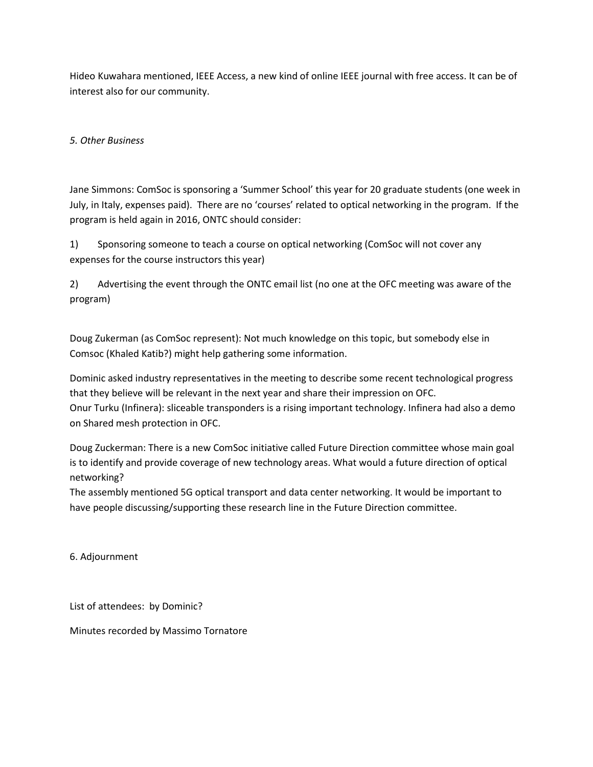Hideo Kuwahara mentioned, IEEE Access, a new kind of online IEEE journal with free access. It can be of interest also for our community.

*5. Other Business*

Jane Simmons: ComSoc is sponsoring a 'Summer School' this year for 20 graduate students (one week in July, in Italy, expenses paid). There are no 'courses' related to optical networking in the program. If the program is held again in 2016, ONTC should consider:

1) Sponsoring someone to teach a course on optical networking (ComSoc will not cover any expenses for the course instructors this year)

2) Advertising the event through the ONTC email list (no one at the OFC meeting was aware of the program)

Doug Zukerman (as ComSoc represent): Not much knowledge on this topic, but somebody else in Comsoc (Khaled Katib?) might help gathering some information.

Dominic asked industry representatives in the meeting to describe some recent technological progress that they believe will be relevant in the next year and share their impression on OFC.
Onur Turku (Infinera): sliceable transponders is a rising important technology. Infinera had also a demo on Shared mesh protection in OFC.

Doug Zuckerman: There is a new ComSoc initiative called Future Direction committee whose main goal is to identify and provide coverage of new technology areas. What would a future direction of optical networking?
The assembly mentioned 5G optical transport and data center networking. It would be important to have people discussing/supporting these research line in the Future Direction committee.

6. Adjournment

List of attendees: by Dominic?

Minutes recorded by Massimo Tornatore